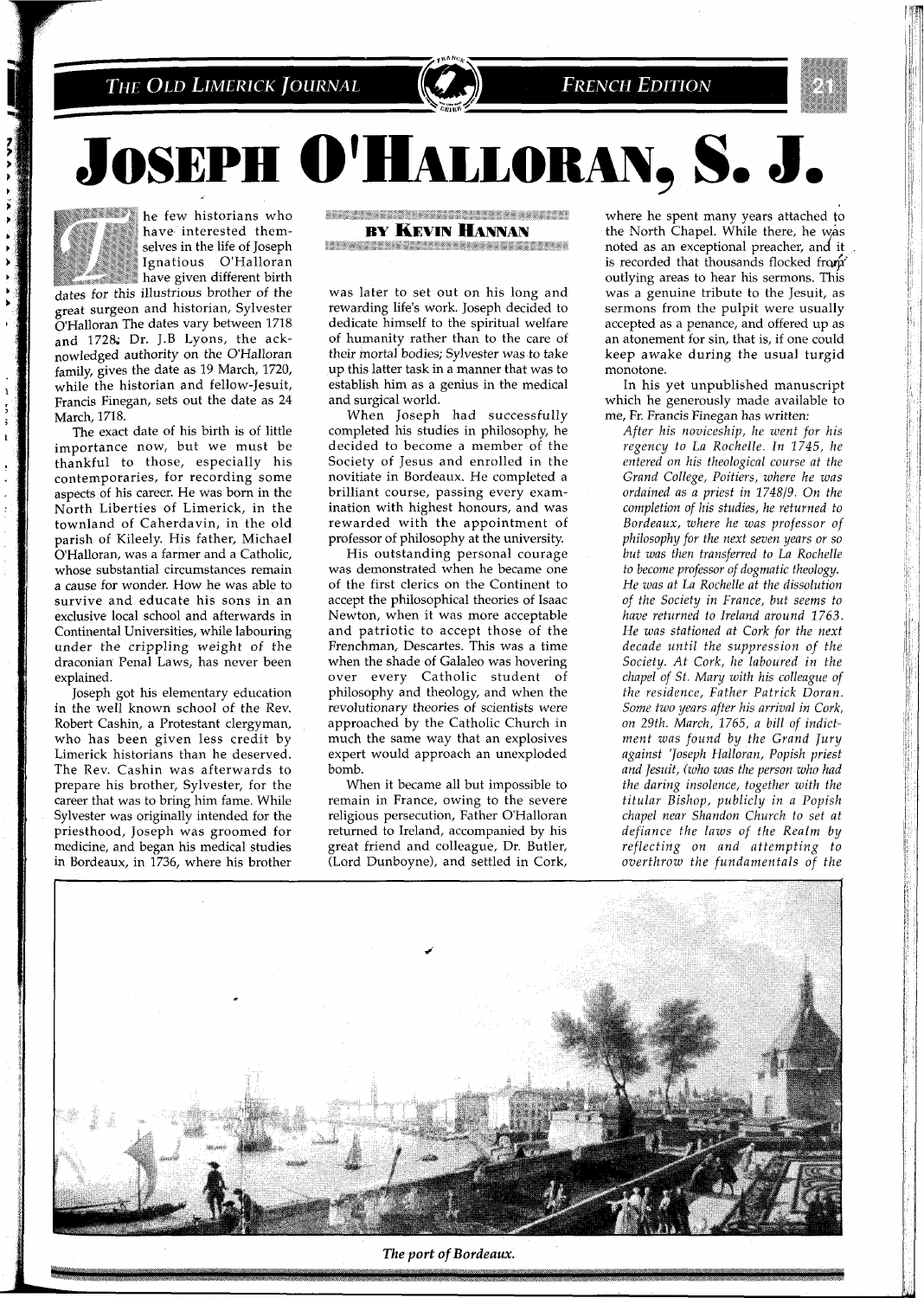# JOSEPH O'HALLORAN, S. J.

**BY KEVIN HANNAN**

The few historians who have interested themselves in the life of Joseph Ignatious O'Halloran have given different birth dates for this illustrious brother of the great surgeon and historian, Sylvester O'Halloran The dates vary between 1718 and 1728; Dr. J.B Lyons, the acknowledged authority on the O'Halloran family, gives the date as 19 March, 1720, while the historian and fellow-Jesuit, Francis Finegan, sets out the date as 24 March, 1718.

The exact date of his birth is of little importance now, but we must be thankful to those, especially his contemporaries, for recording some aspects of his career. He was born in the North Liberties of Limerick, in the townland of Caherdavin, in the old parish of Kileely. His father, Michael O'Halloran, was a farmer and a Catholic, whose substantial circumstances remain a cause for wonder. How he was able to survive and educate his sons in an exclusive local school and afterwards in Continental Universities, while labouring under the crippling weight of the draconian Penal Laws, has never been explained.

Joseph got his elementary education in the well known school of the Rev. Robert Cashin, a Protestant clergyman, who has been given less credit by Limerick historians than he deserved. The Rev. Cashin was afterwards to prepare his brother, Sylvester, for the career that was to bring him fame. While Sylvester was originally intended for the priesthood, Joseph was groomed for medicine, and began his medical studies in Bordeaux, in 1736, where his brother was later to set out on his long and rewarding life's work. Joseph decided to dedicate himself to the spiritual welfare of humanity rather than to the care of their mortal bodies; Sylvester was to take up this latter task in a manner that was to establish him as a genius in the medical and surgical world.

When Joseph had successfully completed his studies in philosophy, he decided to become a member of the Society of Jesus and enrolled in the novitiate in Bordeaux. He completed a brilliant course, passing every examination with highest honours, and was rewarded with the appointment of professor of philosophy at the university.

His outstanding personal courage was demonstrated when he became one of the first clerics on the Continent to accept the philosophical theories of Isaac Newton, when it was more acceptable and patriotic to accept those of the Frenchman, Descartes. This was a time when the shade of Galaleo was hovering over every Catholic student of philosophy and theology, and when the revolutionary theories of scientists were approached by the Catholic Church in much the same way that an explosives expert would approach an unexploded bomb.

When it became all but impossible to remain in France, owing to the severe religious persecution, Father O'Halloran returned to Ireland, accompanied by his great friend and colleague, Dr. Butler, (Lord Dunboyne), and settled in Cork, where he spent many years attached to the North Chapel. While there, he was noted as an exceptional preacher, and it is recorded that thousands flocked from outlying areas to hear his sermons. This was a genuine tribute to the Jesuit, as sermons from the pulpit were usually accepted as a penance, and offered up as an atonement for sin, that is, if one could keep awake during the usual turgid monotone.

In his yet unpublished manuscript which he generously made available to me, Fr. Francis Finegan has written:

*After his noviceship, he went for his regency to La Rochelle. In 1745, he entered on his theological course at the Grand College, Poitiers, where he was ordained as a priest in 1748/9. On the completion of his studies, he returned to Bordeaux, where he was professor of philosophy for the next seven years or so but was then transferred to La Rochelle to become professor of dogmatic theology. He was at La Rochelle at the dissolution of the Society in France, but seems to have returned to Ireland around 1763. He was stationed at Cork for the next decade until the suppression of the Society. At Cork, he laboured in the chapel of St. Mary with his colleague of the residence, Father Patrick Doran. Some two years after his arrival in Cork, on 29th. March, 1765, a bill of indictment was found by the Grand Jury against 'Joseph Halloran, Popish priest and Jesuit, (who was the person who had the daring insolence, together with the titular Bishop, publicly in a Popish chapel near Shandon Church to set at defiance the laws of the Realm by reflecting on and attempting to overthrow the fundamentals of the*

*The port of Bordeaux.*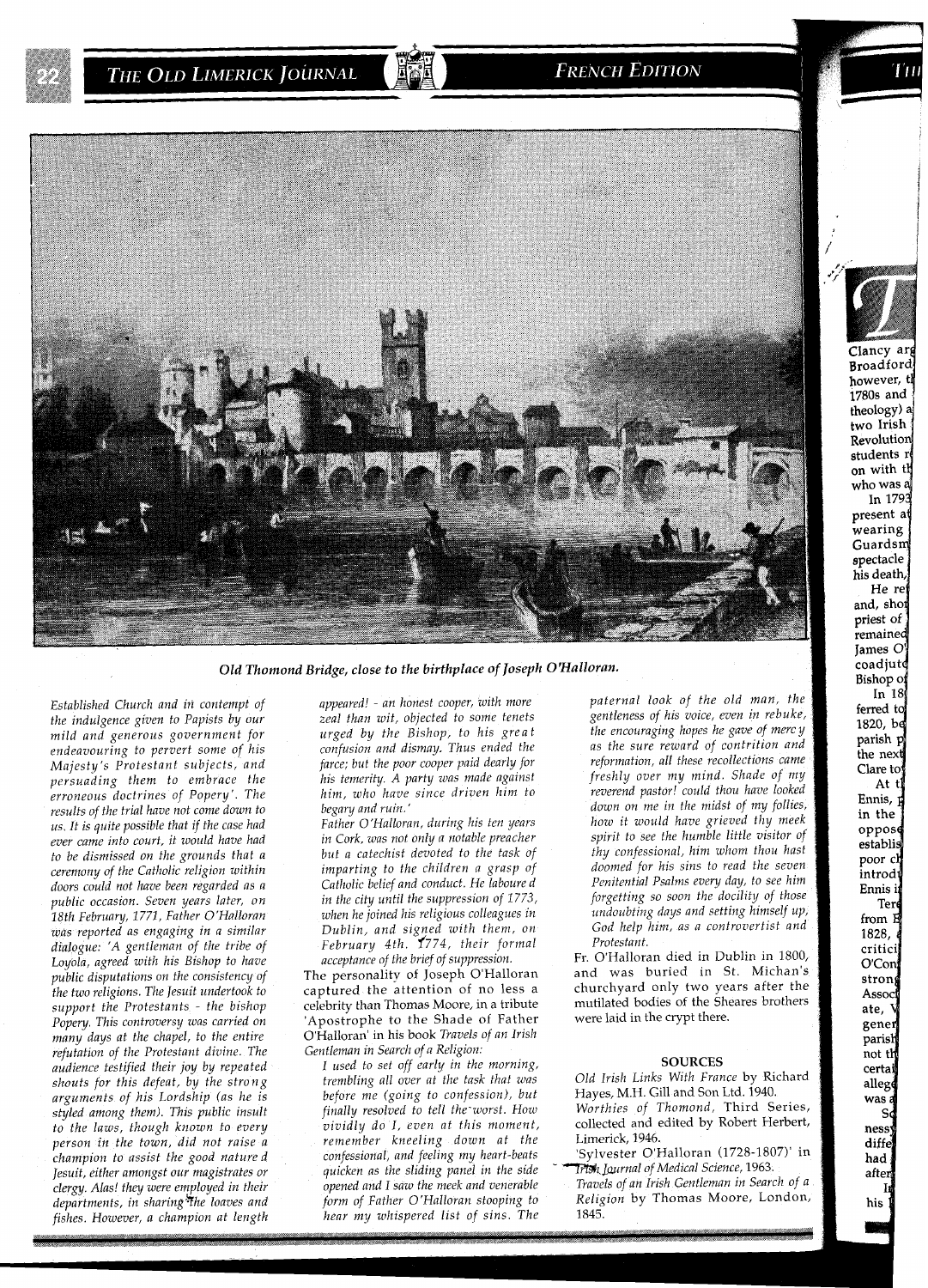*Old Thomond Bridge, close to the birthplace of Joseph O'Halloran.*

*Established Church and in contempt of the indulgence given to Papists by our mild and generous government for endeavouring to pervert some of his Majesty's Protestant subjects, and persuading them to embrace the erroneous doctrines of Popery'. The results of the trial have not come down to us. It is quite possible that if the case had ever came into court, it would have had to be dismissed on the grounds that a ceremony of the Catholic religion within doors could not have been regarded as a public occasion. Seven years later, on 18th February, 1771, Father O'Halloran was reported as engaging in a similar dialogue: 'A gentleman of the tribe of Loyola, agreed with his Bishop to have public disputations on the consistency of the two religions. The Jesuit undertook to support the Protestants - the bishop Popery. This controversy was carried on many days at the chapel, to the entire refutation of the Protestant divine. The audience testified their joy by repeated shouts for this defeat, by the strong arguments of his Lordship (as he is styled among them). This public insult to the laws, though known to every person in the town, did not raise a champion to assist the good nature d Jesuit, either amongst our magistrates or clergy. Alas! they were employed in their departments, in sharing the loaves and fishes. However, a champion at length appeared! - an honest cooper, with more zeal than wit, objected to some tenets urged by the Bishop, to his great confusion and dismay. Thus ended the farce; but the poor cooper paid dearly for his temerity. A party was made against him, who have since driven him to begary and ruin.'*

*Father O'Halloran, during his ten years in Cork, was not only a notable preacher but a catechist devoted to the task of imparting to the children a grasp of Catholic belief and conduct. He laboured in the city until the suppression of 1773, when he joined his religious colleagues in Dublin, and signed with them, on February 4th, 1774, their formal acceptance of the brief of suppression.*

The personality of Joseph O'Halloran captured the attention of no less a celebrity than Thomas Moore, in a tribute 'Apostrophe to the Shade of Father O'Halloran' in his book *Travels of an Irish Gentleman in Search of a Religion:*

*I used to set off early in the morning, trembling all over at the task that was before me (going to confession), but finally resolved to tell the worst. How vividly do I, even at this moment, remember kneeling down at the confessional, and feeling my heart-beats quicken as the sliding panel in the side opened and I saw the meek and venerable form of Father O'Halloran stooping to hear my whispered list of sins. The paternal look of the old man, the gentleness of his voice, even in rebuke, the encouraging hopes he gave of mercy as the sure reward of contrition and reformation, all these recollections came freshly over my mind. Shade of my reverend pastor! could thou have looked down on me in the midst of my follies, how it would have grieved thy meek spirit to see the humble little visitor of thy confessional, him whom thou hast doomed for his sins to read the seven Penitential Psalms every day, to see him forgetting so soon the docility of those undoubting days and setting himself up, God help him, as a controvertist and Protestant.*

Fr. O'Halloran died in Dublin in 1800, and was buried in St. Michan's churchyard only two years after the mutilated bodies of the Sheares brothers were laid in the crypt there.

## SOURCES

*Old Irish Links With France* by Richard Hayes, M.H. Gill and Son Ltd. 1940.

*Worthies of Thomond*, Third Series, collected and edited by Robert Herbert, Limerick, 1946.

'Sylvester O'Halloran (1728-1807)' in *Irish Journal of Medical Science*, 1963.

*Travels of an Irish Gentleman in Search of a Religion* by Thomas Moore, London, 1845.